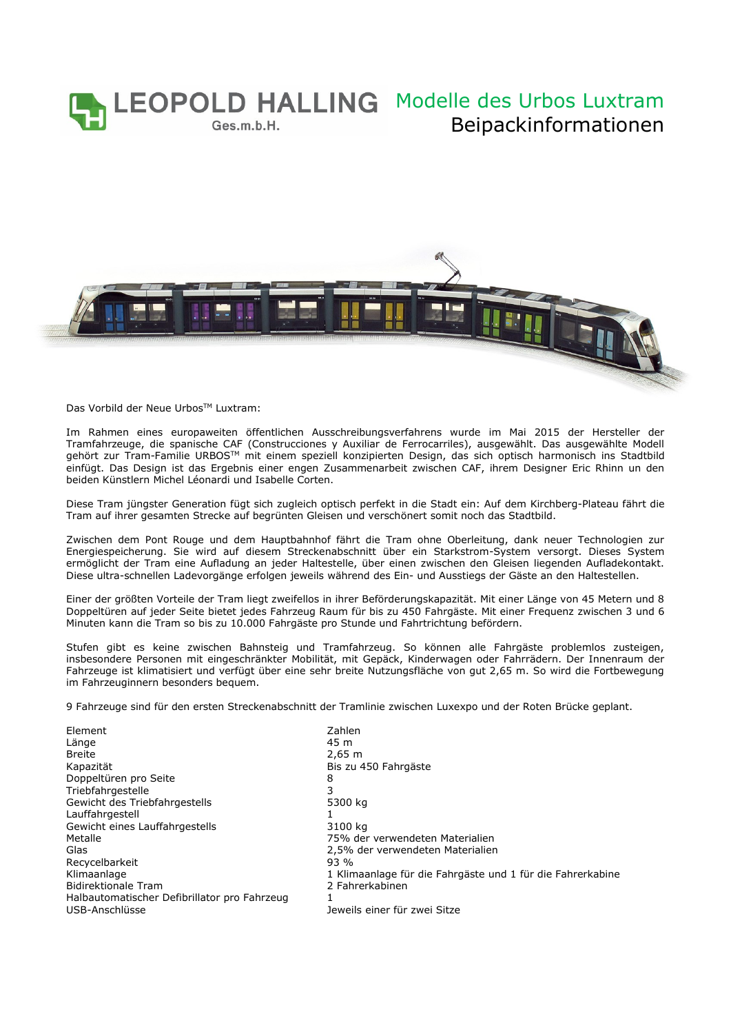# LEOPOLD HALLING Ges.m.b.H.

## Modelle des Urbos Luxtram

## Beipackinformationen

Das Vorbild der Neue Urbos™ Luxtram:

Im Rahmen eines europaweiten öffentlichen Ausschreibungsverfahrens wurde im Mai 2015 der Hersteller der Tramfahrzeuge, die spanische CAF (Construcciones y Auxiliar de Ferrocarriles), ausgewählt. Das ausgewählte Modell gehört zur Tram-Familie URBOS™ mit einem speziell konzipierten Design, das sich optisch harmonisch ins Stadtbild einfügt. Das Design ist das Ergebnis einer engen Zusammenarbeit zwischen CAF, ihrem Designer Eric Rhinn un den beiden Künstlern Michel Léonardi und Isabelle Corten.

Diese Tram jüngster Generation fügt sich zugleich optisch perfekt in die Stadt ein: Auf dem Kirchberg-Plateau fährt die Tram auf ihrer gesamten Strecke auf begrünten Gleisen und verschönert somit noch das Stadtbild.

Zwischen dem Pont Rouge und dem Hauptbahnhof fährt die Tram ohne Oberleitung, dank neuer Technologien zur Energiespeicherung. Sie wird auf diesem Streckenabschnitt über ein Starkstrom-System versorgt. Dieses System ermöglicht der Tram eine Aufladung an jeder Haltestelle, über einen zwischen den Gleisen liegenden Aufladekontakt. Diese ultra-schnellen Ladevorgänge erfolgen jeweils während des Ein- und Ausstiegs der Gäste an den Haltestellen.

Einer der größten Vorteile der Tram liegt zweifellos in ihrer Beförderungskapazität. Mit einer Länge von 45 Metern und 8 Doppeltüren auf jeder Seite bietet jedes Fahrzeug Raum für bis zu 450 Fahrgäste. Mit einer Frequenz zwischen 3 und 6 Minuten kann die Tram so bis zu 10.000 Fahrgäste pro Stunde und Fahrtrichtung befördern.

Stufen gibt es keine zwischen Bahnsteig und Tramfahrzeug. So können alle Fahrgäste problemlos zusteigen, insbesondere Personen mit eingeschränkter Mobilität, mit Gepäck, Kinderwagen oder Fahrrädern. Der Innenraum der Fahrzeuge ist klimatisiert und verfügt über eine sehr breite Nutzungsfläche von gut 2,65 m. So wird die Fortbewegung im Fahrzeuginnern besonders bequem.

9 Fahrzeuge sind für den ersten Streckenabschnitt der Tramlinie zwischen Luxexpo und der Roten Brücke geplant.

| Element | Zahlen |
|---|---|
| Länge | 45 m |
| Breite | 2,65 m |
| Kapazität | Bis zu 450 Fahrgäste |
| Doppeltüren pro Seite | 8 |
| Triebfahrgestelle | 3 |
| Gewicht des Triebfahrgestells | 5300 kg |
| Lauffahrgestell | 1 |
| Gewicht eines Lauffahrgestells | 3100 kg |
| Metalle | 75% der verwendeten Materialien |
| Glas | 2,5% der verwendeten Materialien |
| Recycelbarkeit | 93 % |
| Klimaanlage | 1 Klimaanlage für die Fahrgäste und 1 für die Fahrerkabine |
| Bidirektionale Tram | 2 Fahrerkabinen |
| Halbautomatischer Defibrillator pro Fahrzeug | 1 |
| USB-Anschlüsse | Jeweils einer für zwei Sitze |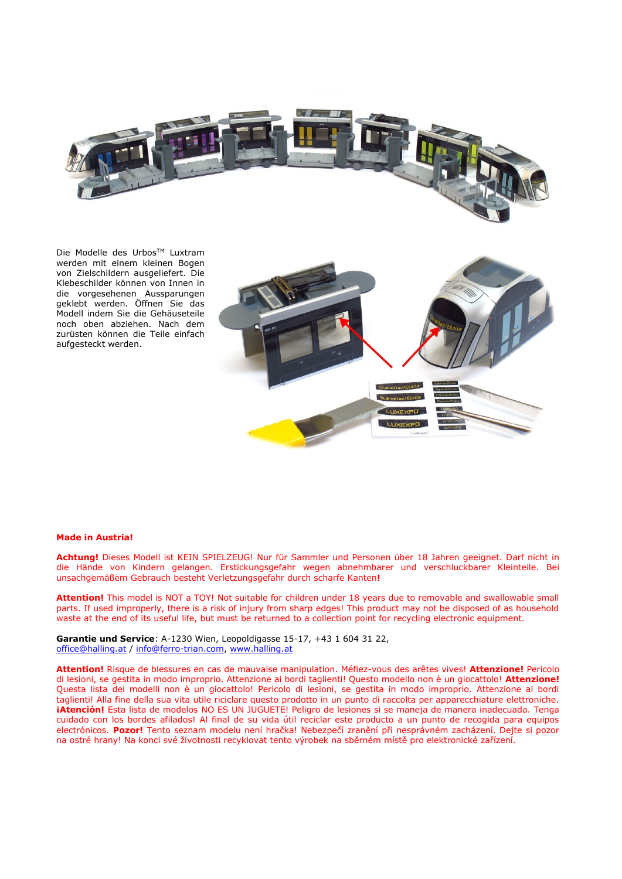Die Modelle des Urbos™ Luxtram werden mit einem kleinen Bogen von Zielschildern ausgeliefert. Die Klebeschilder können von Innen in die vorgesehenen Aussparungen geklebt werden. Öffnen Sie das Modell indem Sie die Gehäuseteile noch oben abziehen. Nach dem zurüsten können die Teile einfach aufgesteckt werden.

**Made in Austria!**

**Achtung!** Dieses Modell ist KEIN SPIELZEUG! Nur für Sammler und Personen über 18 Jahren geeignet. Darf nicht in die Hände von Kindern gelangen. Erstickungsgefahr wegen abnehmbarer und verschluckbarer Kleinteile. Bei unsachgemäßem Gebrauch besteht Verletzungsgefahr durch scharfe Kanten**!**

**Attention!** This model is NOT a TOY! Not suitable for children under 18 years due to removable and swallowable small parts. If used improperly, there is a risk of injury from sharp edges! This product may not be disposed of as household waste at the end of its useful life, but must be returned to a collection point for recycling electronic equipment.

**Garantie und Service**: A-1230 Wien, Leopoldigasse 15-17, +43 1 604 31 22,
office@halling.at / info@ferro-trian.com, www.halling.at

**Attention!** Risque de blessures en cas de mauvaise manipulation. Méfiez-vous des arêtes vives! **Attenzione!** Pericolo di lesioni, se gestita in modo improprio. Attenzione ai bordi taglienti! Questo modello non è un giocattolo! **Attenzione!** Questa lista dei modelli non è un giocattolo! Pericolo di lesioni, se gestita in modo improprio. Attenzione ai bordi taglienti! Alla fine della sua vita utile riciclare questo prodotto in un punto di raccolta per apparecchiature elettroniche. **¡Atención!** Esta lista de modelos NO ES UN JUGUETE! Peligro de lesiones si se maneja de manera inadecuada. Tenga cuidado con los bordes afilados! Al final de su vida útil reciclar este producto a un punto de recogida para equipos electrónicos. **Pozor!** Tento seznam modelu není hračka! Nebezpečí zranění při nesprávném zacházení. Dejte si pozor na ostré hrany! Na konci své životnosti recyklovat tento výrobek na sběrném místě pro elektronické zařízení.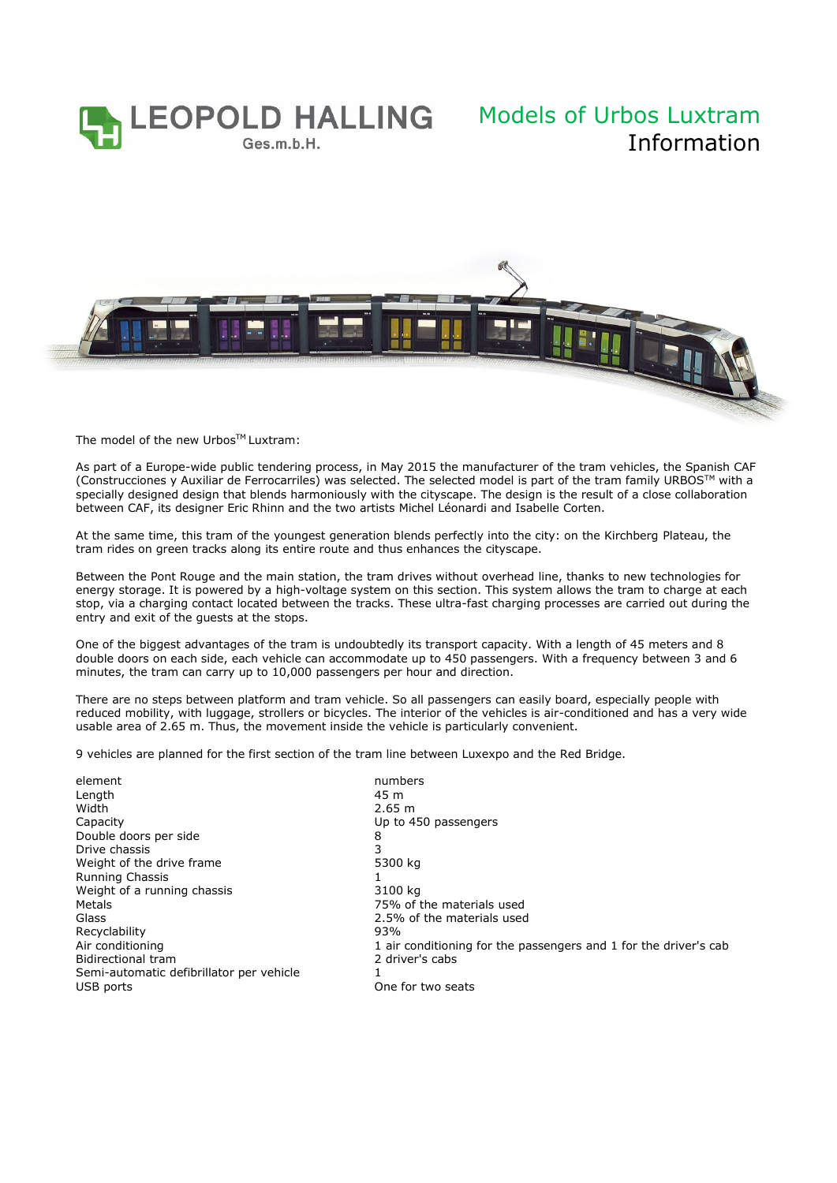# LEOPOLD HALLING Ges.m.b.H.

## Models of Urbos Luxtram
Information

The model of the new Urbos™ Luxtram:

As part of a Europe-wide public tendering process, in May 2015 the manufacturer of the tram vehicles, the Spanish CAF (Construcciones y Auxiliar de Ferrocarriles) was selected. The selected model is part of the tram family URBOS™ with a specially designed design that blends harmoniously with the cityscape. The design is the result of a close collaboration between CAF, its designer Eric Rhinn and the two artists Michel Léonardi and Isabelle Corten.

At the same time, this tram of the youngest generation blends perfectly into the city: on the Kirchberg Plateau, the tram rides on green tracks along its entire route and thus enhances the cityscape.

Between the Pont Rouge and the main station, the tram drives without overhead line, thanks to new technologies for energy storage. It is powered by a high-voltage system on this section. This system allows the tram to charge at each stop, via a charging contact located between the tracks. These ultra-fast charging processes are carried out during the entry and exit of the guests at the stops.

One of the biggest advantages of the tram is undoubtedly its transport capacity. With a length of 45 meters and 8 double doors on each side, each vehicle can accommodate up to 450 passengers. With a frequency between 3 and 6 minutes, the tram can carry up to 10,000 passengers per hour and direction.

There are no steps between platform and tram vehicle. So all passengers can easily board, especially people with reduced mobility, with luggage, strollers or bicycles. The interior of the vehicles is air-conditioned and has a very wide usable area of 2.65 m. Thus, the movement inside the vehicle is particularly convenient.

9 vehicles are planned for the first section of the tram line between Luxexpo and the Red Bridge.

| element | numbers |
|---|---|
| Length | 45 m |
| Width | 2.65 m |
| Capacity | Up to 450 passengers |
| Double doors per side | 8 |
| Drive chassis | 3 |
| Weight of the drive frame | 5300 kg |
| Running Chassis | 1 |
| Weight of a running chassis | 3100 kg |
| Metals | 75% of the materials used |
| Glass | 2.5% of the materials used |
| Recyclability | 93% |
| Air conditioning | 1 air conditioning for the passengers and 1 for the driver's cab |
| Bidirectional tram | 2 driver's cabs |
| Semi-automatic defibrillator per vehicle | 1 |
| USB ports | One for two seats |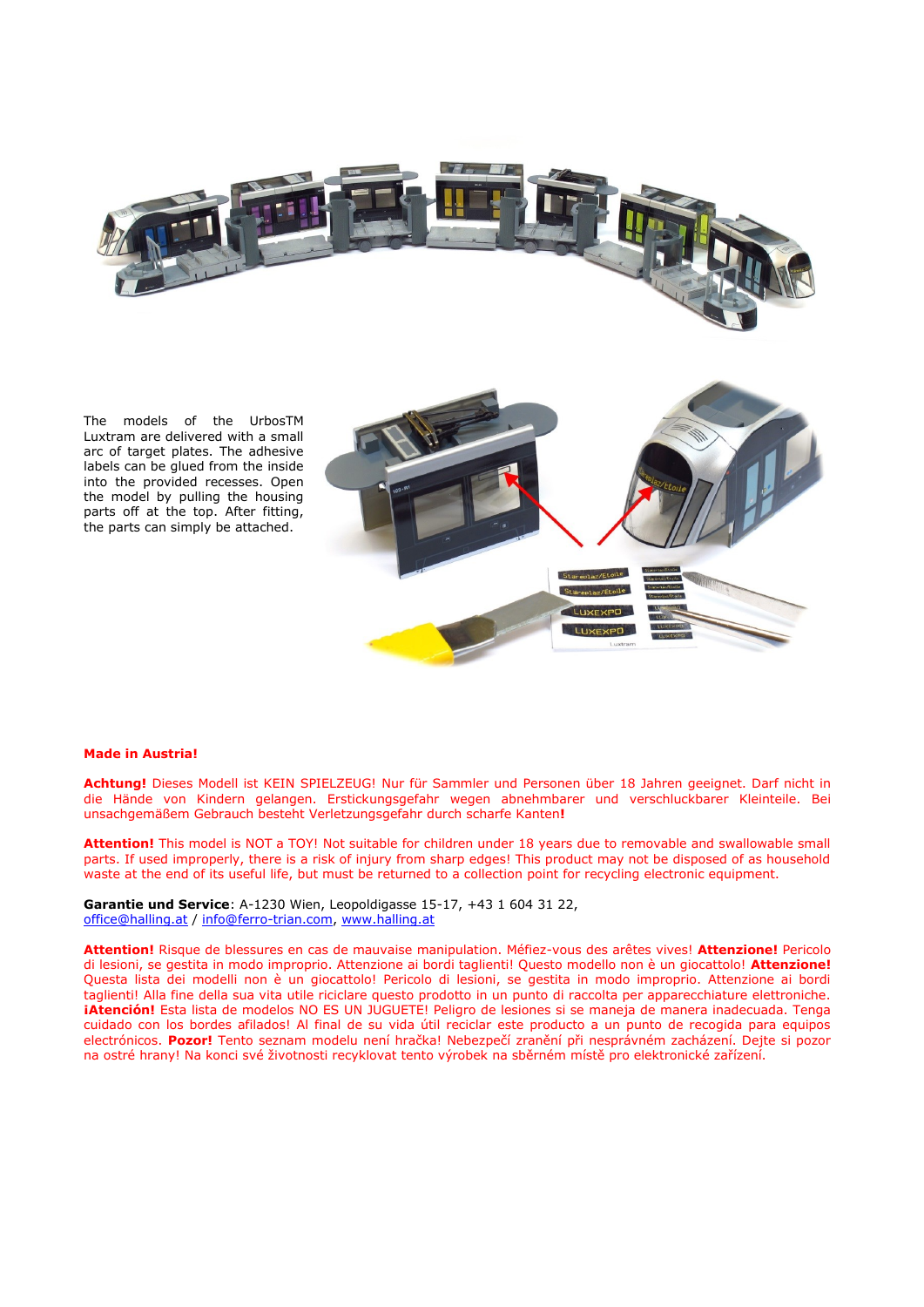The models of the UrbosTM Luxtram are delivered with a small arc of target plates. The adhesive labels can be glued from the inside into the provided recesses. Open the model by pulling the housing parts off at the top. After fitting, the parts can simply be attached.

**Made in Austria!**

**Achtung!** Dieses Modell ist KEIN SPIELZEUG! Nur für Sammler und Personen über 18 Jahren geeignet. Darf nicht in die Hände von Kindern gelangen. Erstickungsgefahr wegen abnehmbarer und verschluckbarer Kleinteile. Bei unsachgemäßem Gebrauch besteht Verletzungsgefahr durch scharfe Kanten**!**

**Attention!** This model is NOT a TOY! Not suitable for children under 18 years due to removable and swallowable small parts. If used improperly, there is a risk of injury from sharp edges! This product may not be disposed of as household waste at the end of its useful life, but must be returned to a collection point for recycling electronic equipment.

**Garantie und Service**: A-1230 Wien, Leopoldigasse 15-17, +43 1 604 31 22,
office@halling.at / info@ferro-trian.com, www.halling.at

**Attention!** Risque de blessures en cas de mauvaise manipulation. Méfiez-vous des arêtes vives! **Attenzione!** Pericolo di lesioni, se gestita in modo improprio. Attenzione ai bordi taglienti! Questo modello non è un giocattolo! **Attenzione!** Questa lista dei modelli non è un giocattolo! Pericolo di lesioni, se gestita in modo improprio. Attenzione ai bordi taglienti! Alla fine della sua vita utile riciclare questo prodotto in un punto di raccolta per apparecchiature elettroniche. **¡Atención!** Esta lista de modelos NO ES UN JUGUETE! Peligro de lesiones si se maneja de manera inadecuada. Tenga cuidado con los bordes afilados! Al final de su vida útil reciclar este producto a un punto de recogida para equipos electrónicos. **Pozor!** Tento seznam modelu není hračka! Nebezpečí zranění při nesprávném zacházení. Dejte si pozor na ostré hrany! Na konci své životnosti recyklovat tento výrobek na sběrném místě pro elektronické zařízení.